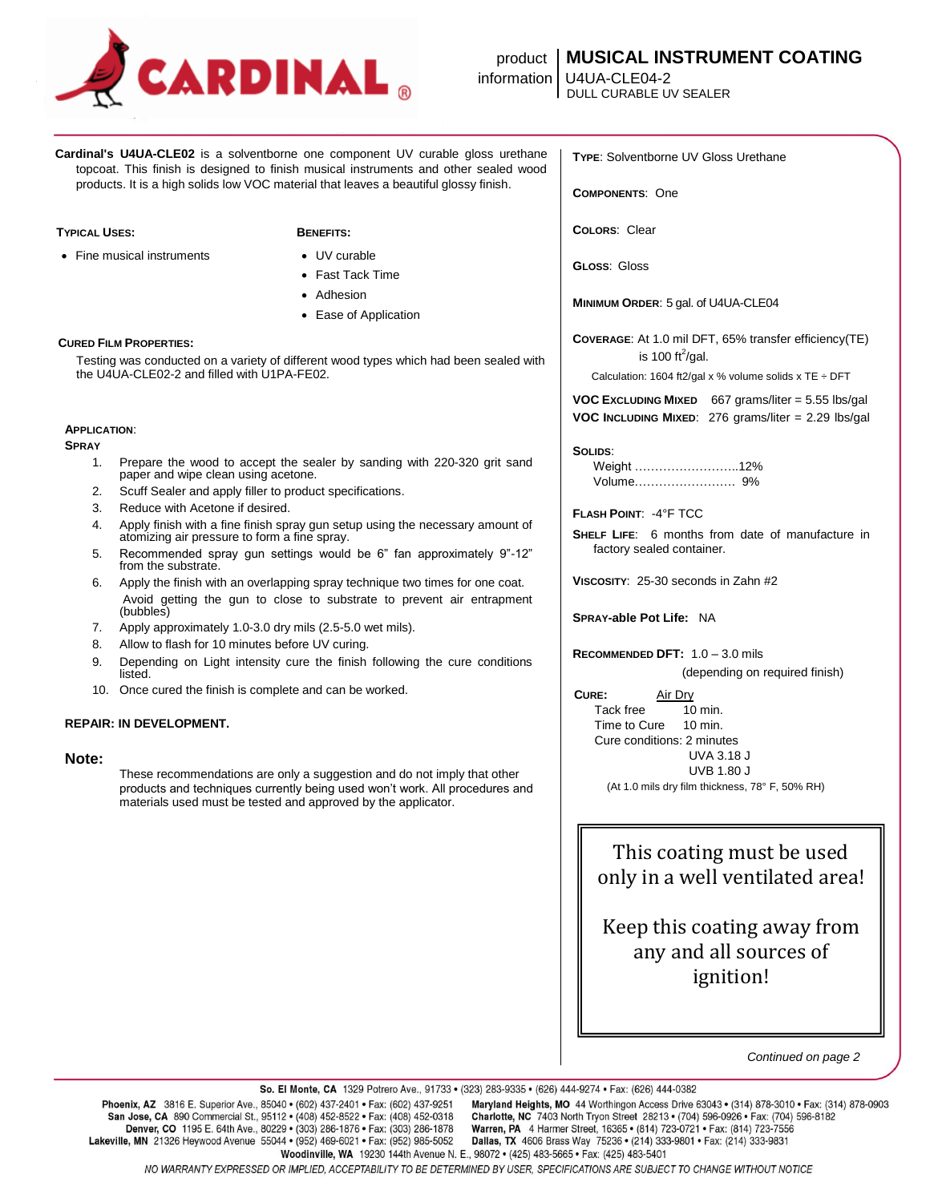# CARDINAL®

product information | **MUSICAL INSTRUMENT COATING**
U4UA-CLE04-2
DULL CURABLE UV SEALER

**Cardinal's U4UA-CLE02** is a solventborne one component UV curable gloss urethane topcoat. This finish is designed to finish musical instruments and other sealed wood products. It is a high solids low VOC material that leaves a beautiful glossy finish.

**TYPICAL USES:**

- Fine musical instruments

**BENEFITS:**

- UV curable
- Fast Tack Time
- Adhesion
- Ease of Application

**CURED FILM PROPERTIES:**

Testing was conducted on a variety of different wood types which had been sealed with the U4UA-CLE02-2 and filled with U1PA-FE02.

**APPLICATION:**

**SPRAY**

1. Prepare the wood to accept the sealer by sanding with 220-320 grit sand paper and wipe clean using acetone.
2. Scuff Sealer and apply filler to product specifications.
3. Reduce with Acetone if desired.
4. Apply finish with a fine finish spray gun setup using the necessary amount of atomizing air pressure to form a fine spray.
5. Recommended spray gun settings would be 6" fan approximately 9"-12" from the substrate.
6. Apply the finish with an overlapping spray technique two times for one coat. Avoid getting the gun to close to substrate to prevent air entrapment (bubbles)
7. Apply approximately 1.0-3.0 dry mils (2.5-5.0 wet mils).
8. Allow to flash for 10 minutes before UV curing.
9. Depending on Light intensity cure the finish following the cure conditions listed.
10. Once cured the finish is complete and can be worked.

**REPAIR: IN DEVELOPMENT.**

**Note:**

These recommendations are only a suggestion and do not imply that other products and techniques currently being used won't work. All procedures and materials used must be tested and approved by the applicator.

**TYPE**: Solventborne UV Gloss Urethane

**COMPONENTS**: One

**COLORS**: Clear

**GLOSS**: Gloss

**MINIMUM ORDER**: 5 gal. of U4UA-CLE04

**COVERAGE**: At 1.0 mil DFT, 65% transfer efficiency(TE) is 100 $ft^2$/gal.

Calculation: 1604 ft2/gal x % volume solids x TE ÷ DFT

**VOC EXCLUDING MIXED** 667 grams/liter = 5.55 lbs/gal
**VOC INCLUDING MIXED**: 276 grams/liter = 2.29 lbs/gal

**SOLIDS**:
Weight ..........................12%
Volume......................... 9%

**FLASH POINT**: -4°F TCC

**SHELF LIFE**: 6 months from date of manufacture in factory sealed container.

**VISCOSITY**: 25-30 seconds in Zahn #2

**SPRAY-able Pot Life:** NA

**RECOMMENDED DFT:** 1.0 – 3.0 mils (depending on required finish)

**CURE:** Air Dry
Tack free 10 min.
Time to Cure 10 min.
Cure conditions: 2 minutes
UVA 3.18 J
UVB 1.80 J
(At 1.0 mils dry film thickness, 78° F, 50% RH)

This coating must be used only in a well ventilated area!

Keep this coating away from any and all sources of ignition!

*Continued on page 2*

**So. El Monte, CA** 1329 Potrero Ave., 91733 • (323) 283-9335 • (626) 444-9274 • Fax: (626) 444-0382
**Phoenix, AZ** 3816 E. Superior Ave., 85040 • (602) 437-2401 • Fax: (602) 437-9251
**San Jose, CA** 890 Commercial St., 95112 • (408) 452-8522 • Fax: (408) 452-0318
**Denver, CO** 1195 E. 64th Ave., 80229 • (303) 286-1876 • Fax: (303) 286-1878
**Lakeville, MN** 21326 Heywood Avenue 55044 • (952) 469-6021 • Fax: (952) 985-5052
**Maryland Heights, MO** 44 Worthington Access Drive 63043 • (314) 878-3010 • Fax: (314) 878-0903
**Charlotte, NC** 7403 North Tryon Street 28213 • (704) 596-0926 • Fax: (704) 596-8182
**Warren, PA** 4 Harmer Street, 16365 • (814) 723-0721 • Fax: (814) 723-7556
**Dallas, TX** 4606 Brass Way 75236 • (214) 333-9801 • Fax: (214) 333-9831
**Woodinville, WA** 19230 144th Avenue N. E., 98072 • (425) 483-5665 • Fax: (425) 483-5401

*NO WARRANTY EXPRESSED OR IMPLIED, ACCEPTABILITY TO BE DETERMINED BY USER, SPECIFICATIONS ARE SUBJECT TO CHANGE WITHOUT NOTICE*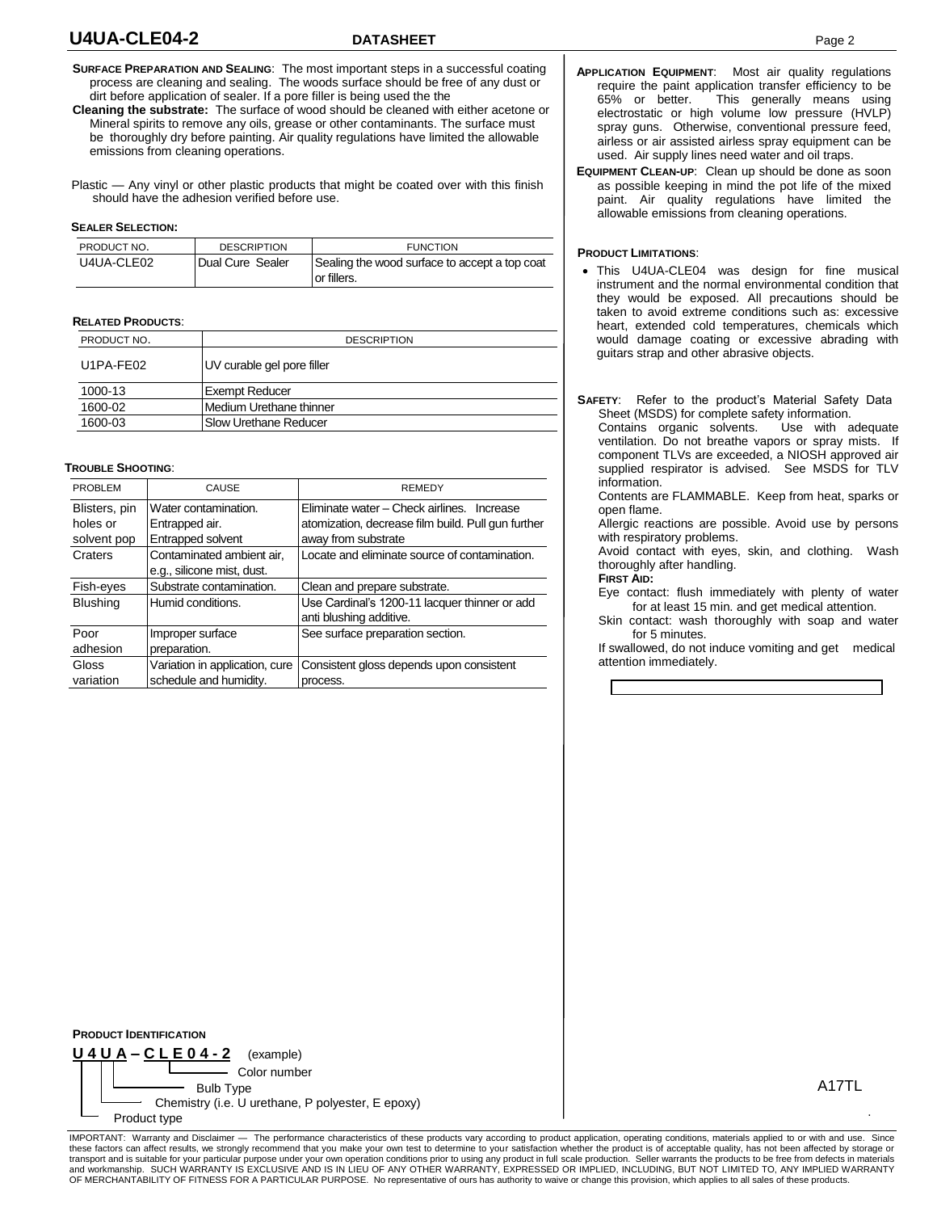**SURFACE PREPARATION AND SEALING**: The most important steps in a successful coating process are cleaning and sealing. The woods surface should be free of any dust or dirt before application of sealer. If a pore filler is being used the the

**Cleaning the substrate:** The surface of wood should be cleaned with either acetone or Mineral spirits to remove any oils, grease or other contaminants. The surface must be thoroughly dry before painting. Air quality regulations have limited the allowable emissions from cleaning operations.

Plastic — Any vinyl or other plastic products that might be coated over with this finish should have the adhesion verified before use.

**SEALER SELECTION:**

| PRODUCT NO. | DESCRIPTION | FUNCTION |
|---|---|---|
| U4UA-CLE02 | Dual Cure Sealer | Sealing the wood surface to accept a top coat or fillers. |

**RELATED PRODUCTS**:

| PRODUCT NO. | DESCRIPTION |
|---|---|
| U1PA-FE02 | UV curable gel pore filler |
| 1000-13 | Exempt Reducer |
| 1600-02 | Medium Urethane thinner |
| 1600-03 | Slow Urethane Reducer |

**TROUBLE SHOOTING**:

| PROBLEM | CAUSE | REMEDY |
|---|---|---|
| Blisters, pin holes or solvent pop | Water contamination. Entrapped air. Entrapped solvent | Eliminate water – Check airlines. Increase atomization, decrease film build. Pull gun further away from substrate |
| Craters | Contaminated ambient air, e.g., silicone mist, dust. | Locate and eliminate source of contamination. |
| Fish-eyes | Substrate contamination. | Clean and prepare substrate. |
| Blushing | Humid conditions. | Use Cardinal's 1200-11 lacquer thinner or add anti blushing additive. |
| Poor adhesion | Improper surface preparation. | See surface preparation section. |
| Gloss variation | Variation in application, cure schedule and humidity. | Consistent gloss depends upon consistent process. |

**PRODUCT IDENTIFICATION**

**U 4 U A – C L E 0 4 - 2** (example)

- Color number
- Bulb Type
- Chemistry (i.e. U urethane, P polyester, E epoxy)
- Product type

**APPLICATION EQUIPMENT**: Most air quality regulations require the paint application transfer efficiency to be 65% or better. This generally means using electrostatic or high volume low pressure (HVLP) spray guns. Otherwise, conventional pressure feed, airless or air assisted airless spray equipment can be used. Air supply lines need water and oil traps.

**EQUIPMENT CLEAN-UP**: Clean up should be done as soon as possible keeping in mind the pot life of the mixed paint. Air quality regulations have limited the allowable emissions from cleaning operations.

**PRODUCT LIMITATIONS**:

- This U4UA-CLE04 was design for fine musical instrument and the normal environmental condition that they would be exposed. All precautions should be taken to avoid extreme conditions such as: excessive heart, extended cold temperatures, chemicals which would damage coating or excessive abrading with guitars strap and other abrasive objects.

**SAFETY**: Refer to the product's Material Safety Data Sheet (MSDS) for complete safety information.

Contains organic solvents. Use with adequate ventilation. Do not breathe vapors or spray mists. If component TLVs are exceeded, a NIOSH approved air supplied respirator is advised. See MSDS for TLV information.

Contents are FLAMMABLE. Keep from heat, sparks or open flame.

Allergic reactions are possible. Avoid use by persons with respiratory problems.

Avoid contact with eyes, skin, and clothing. Wash thoroughly after handling.

**FIRST AID:**

Eye contact: flush immediately with plenty of water for at least 15 min. and get medical attention.

Skin contact: wash thoroughly with soap and water for 5 minutes.

If swallowed, do not induce vomiting and get medical attention immediately.

A17TL

IMPORTANT: Warranty and Disclaimer — The performance characteristics of these products vary according to product application, operating conditions, materials applied to or with and use. Since these factors can affect results, we strongly recommend that you make your own test to determine to your satisfaction whether the product is of acceptable quality, has not been affected by storage or transport and is suitable for your particular purpose under your own operation conditions prior to using any product in full scale production. Seller warrants the products to be free from defects in materials and workmanship. SUCH WARRANTY IS EXCLUSIVE AND IS IN LIEU OF ANY OTHER WARRANTY, EXPRESSED OR IMPLIED, INCLUDING, BUT NOT LIMITED TO, ANY IMPLIED WARRANTY OF MERCHANTABILITY OF FITNESS FOR A PARTICULAR PURPOSE. No representative of ours has authority to waive or change this provision, which applies to all sales of these products.